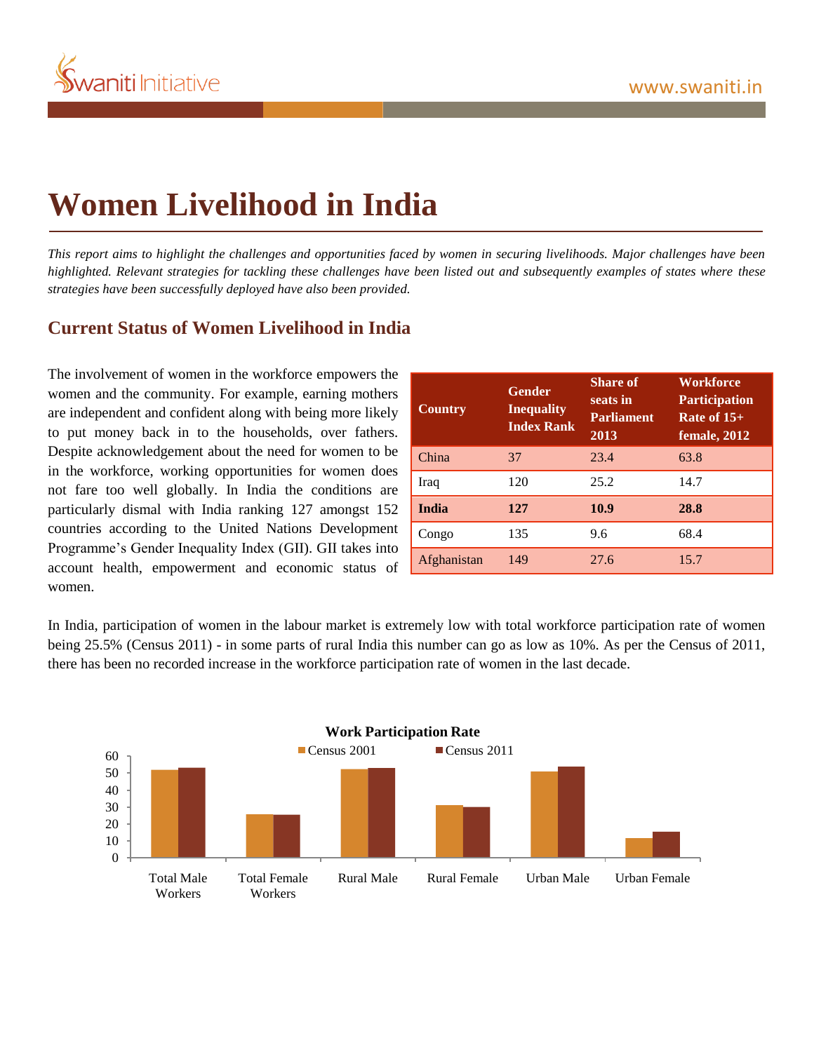# Women Livelihood in India

*This report aims to highlight the challenges and opportunities faced by women in securing livelihoods. Major challenges have been highlighted. Relevant strategies for tackling these challenges have been listed out and subsequently examples of states where these strategies have been successfully deployed have also been provided.*

## Current Status of Women Livelihood in India

The involvement of women in the workforce empowers the women and the community. For example, earning mothers are independent and confident along with being more likely to put money back in to the households, over fathers. Despite acknowledgement about the need for women to be in the workforce, working opportunities for women does not fare too well globally. In India the conditions are particularly dismal with India ranking 127 amongst 152 countries according to the United Nations Development Programme's Gender Inequality Index (GII). GII takes into account health, empowerment and economic status of women.

| Country | Gender Inequality Index Rank | Share of seats in Parliament 2013 | Workforce Participation Rate of 15+ female, 2012 |
|---|---|---|---|
| China | 37 | 23.4 | 63.8 |
| Iraq | 120 | 25.2 | 14.7 |
| **India** | **127** | **10.9** | **28.8** |
| Congo | 135 | 9.6 | 68.4 |
| Afghanistan | 149 | 27.6 | 15.7 |

In India, participation of women in the labour market is extremely low with total workforce participation rate of women being 25.5% (Census 2011) - in some parts of rural India this number can go as low as 10%. As per the Census of 2011, there has been no recorded increase in the workforce participation rate of women in the last decade.

**Work Participation Rate**

Legend: Census 2001, Census 2011

Y-axis: 0, 10, 20, 30, 40, 50, 60

X-axis categories: Total Male Workers, Total Female Workers, Rural Male, Rural Female, Urban Male, Urban Female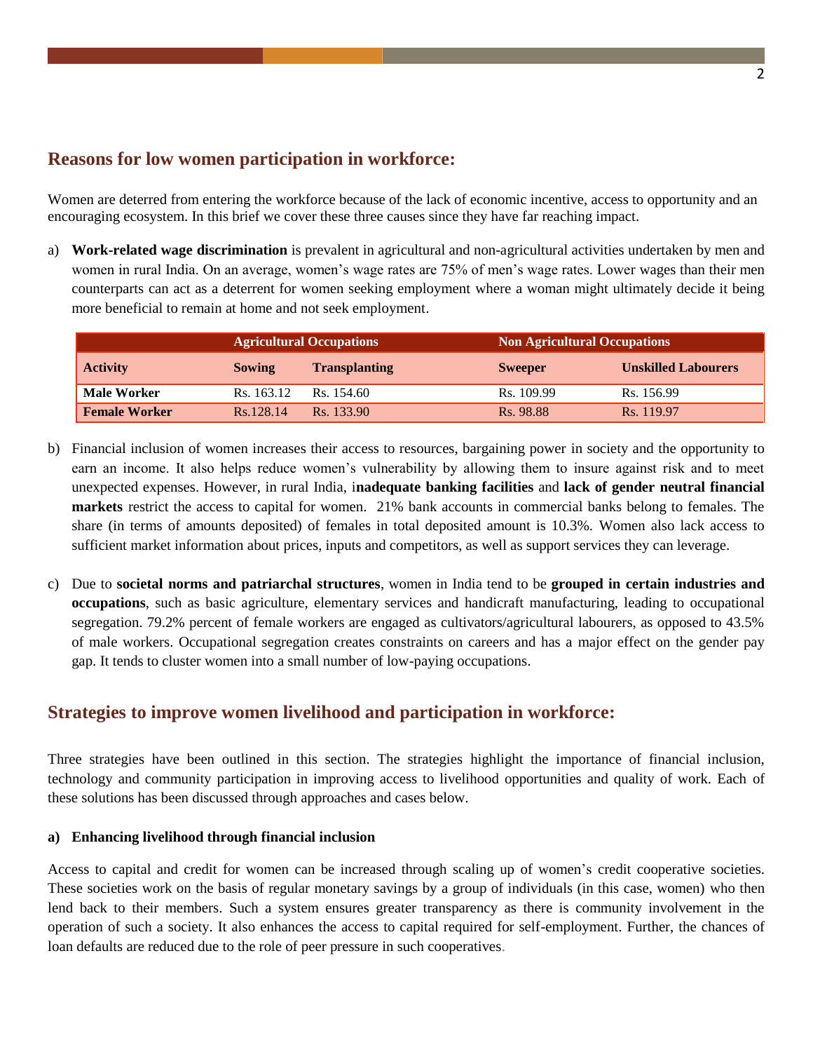## Reasons for low women participation in workforce:

Women are deterred from entering the workforce because of the lack of economic incentive, access to opportunity and an encouraging ecosystem. In this brief we cover these three causes since they have far reaching impact.

a) **Work-related wage discrimination** is prevalent in agricultural and non-agricultural activities undertaken by men and women in rural India. On an average, women's wage rates are 75% of men's wage rates. Lower wages than their men counterparts can act as a deterrent for women seeking employment where a woman might ultimately decide it being more beneficial to remain at home and not seek employment.

| | Agricultural Occupations | | Non Agricultural Occupations | |
|---|---|---|---|---|
| **Activity** | **Sowing** | **Transplanting** | **Sweeper** | **Unskilled Labourers** |
| **Male Worker** | Rs. 163.12 | Rs. 154.60 | Rs. 109.99 | Rs. 156.99 |
| **Female Worker** | Rs.128.14 | Rs. 133.90 | Rs. 98.88 | Rs. 119.97 |

b) Financial inclusion of women increases their access to resources, bargaining power in society and the opportunity to earn an income. It also helps reduce women's vulnerability by allowing them to insure against risk and to meet unexpected expenses. However, in rural India, i**nadequate banking facilities** and **lack of gender neutral financial markets** restrict the access to capital for women. 21% bank accounts in commercial banks belong to females. The share (in terms of amounts deposited) of females in total deposited amount is 10.3%. Women also lack access to sufficient market information about prices, inputs and competitors, as well as support services they can leverage.

c) Due to **societal norms and patriarchal structures**, women in India tend to be **grouped in certain industries and occupations**, such as basic agriculture, elementary services and handicraft manufacturing, leading to occupational segregation. 79.2% percent of female workers are engaged as cultivators/agricultural labourers, as opposed to 43.5% of male workers. Occupational segregation creates constraints on careers and has a major effect on the gender pay gap. It tends to cluster women into a small number of low-paying occupations.

## Strategies to improve women livelihood and participation in workforce:

Three strategies have been outlined in this section. The strategies highlight the importance of financial inclusion, technology and community participation in improving access to livelihood opportunities and quality of work. Each of these solutions has been discussed through approaches and cases below.

### a) Enhancing livelihood through financial inclusion

Access to capital and credit for women can be increased through scaling up of women's credit cooperative societies. These societies work on the basis of regular monetary savings by a group of individuals (in this case, women) who then lend back to their members. Such a system ensures greater transparency as there is community involvement in the operation of such a society. It also enhances the access to capital required for self-employment. Further, the chances of loan defaults are reduced due to the role of peer pressure in such cooperatives.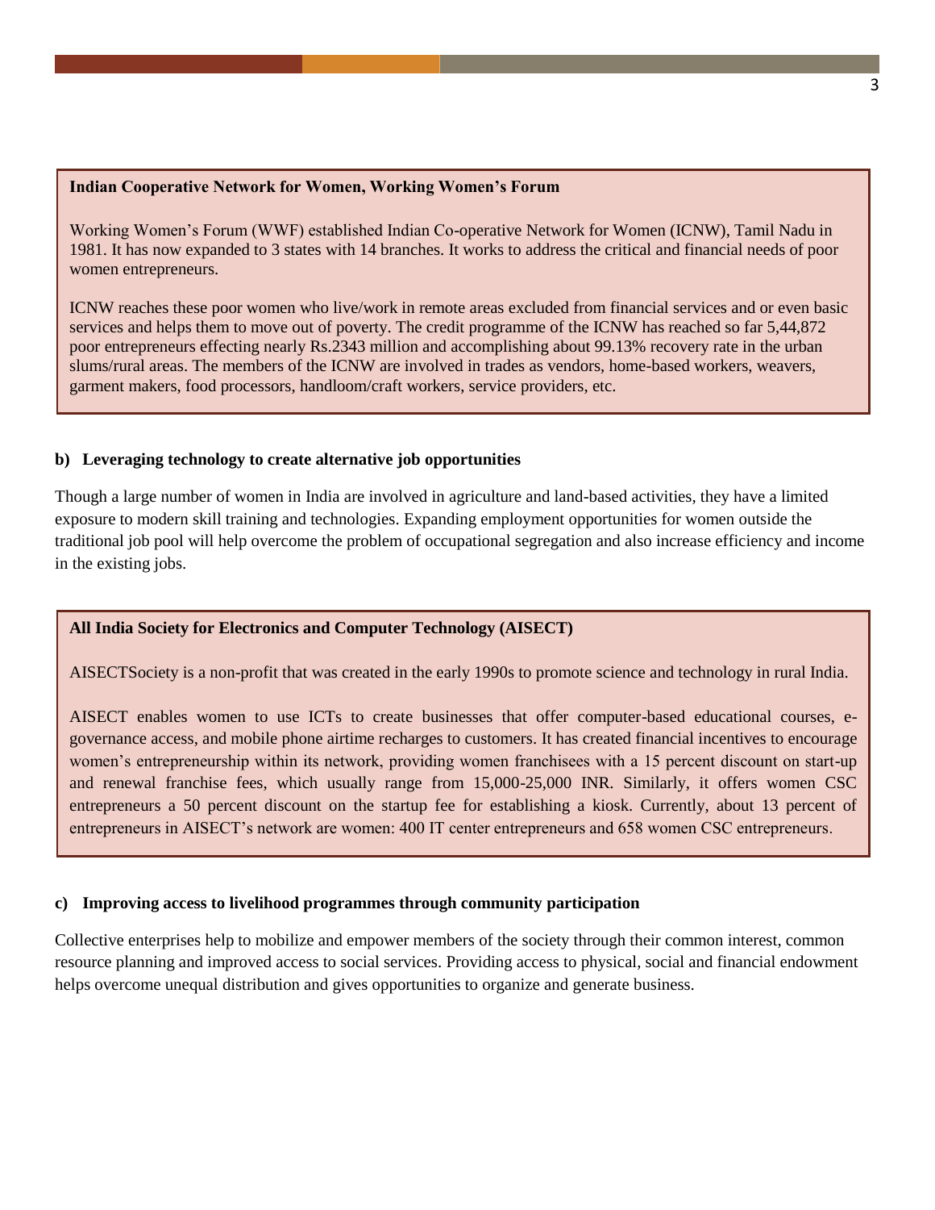**Indian Cooperative Network for Women, Working Women's Forum**

Working Women's Forum (WWF) established Indian Co-operative Network for Women (ICNW), Tamil Nadu in 1981. It has now expanded to 3 states with 14 branches. It works to address the critical and financial needs of poor women entrepreneurs.

ICNW reaches these poor women who live/work in remote areas excluded from financial services and or even basic services and helps them to move out of poverty. The credit programme of the ICNW has reached so far 5,44,872 poor entrepreneurs effecting nearly Rs.2343 million and accomplishing about 99.13% recovery rate in the urban slums/rural areas. The members of the ICNW are involved in trades as vendors, home-based workers, weavers, garment makers, food processors, handloom/craft workers, service providers, etc.

**b) Leveraging technology to create alternative job opportunities**

Though a large number of women in India are involved in agriculture and land-based activities, they have a limited exposure to modern skill training and technologies. Expanding employment opportunities for women outside the traditional job pool will help overcome the problem of occupational segregation and also increase efficiency and income in the existing jobs.

**All India Society for Electronics and Computer Technology (AISECT)**

AISECTSociety is a non-profit that was created in the early 1990s to promote science and technology in rural India.

AISECT enables women to use ICTs to create businesses that offer computer-based educational courses, e-governance access, and mobile phone airtime recharges to customers. It has created financial incentives to encourage women's entrepreneurship within its network, providing women franchisees with a 15 percent discount on start-up and renewal franchise fees, which usually range from 15,000-25,000 INR. Similarly, it offers women CSC entrepreneurs a 50 percent discount on the startup fee for establishing a kiosk. Currently, about 13 percent of entrepreneurs in AISECT's network are women: 400 IT center entrepreneurs and 658 women CSC entrepreneurs.

**c) Improving access to livelihood programmes through community participation**

Collective enterprises help to mobilize and empower members of the society through their common interest, common resource planning and improved access to social services. Providing access to physical, social and financial endowment helps overcome unequal distribution and gives opportunities to organize and generate business.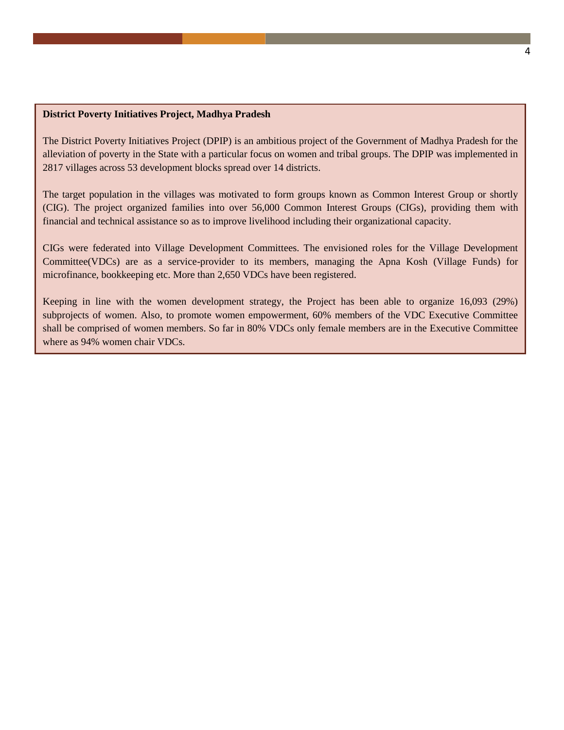**District Poverty Initiatives Project, Madhya Pradesh**

The District Poverty Initiatives Project (DPIP) is an ambitious project of the Government of Madhya Pradesh for the alleviation of poverty in the State with a particular focus on women and tribal groups. The DPIP was implemented in 2817 villages across 53 development blocks spread over 14 districts.

The target population in the villages was motivated to form groups known as Common Interest Group or shortly (CIG). The project organized families into over 56,000 Common Interest Groups (CIGs), providing them with financial and technical assistance so as to improve livelihood including their organizational capacity.

CIGs were federated into Village Development Committees. The envisioned roles for the Village Development Committee(VDCs) are as a service-provider to its members, managing the Apna Kosh (Village Funds) for microfinance, bookkeeping etc. More than 2,650 VDCs have been registered.

Keeping in line with the women development strategy, the Project has been able to organize 16,093 (29%) subprojects of women. Also, to promote women empowerment, 60% members of the VDC Executive Committee shall be comprised of women members. So far in 80% VDCs only female members are in the Executive Committee where as 94% women chair VDCs.